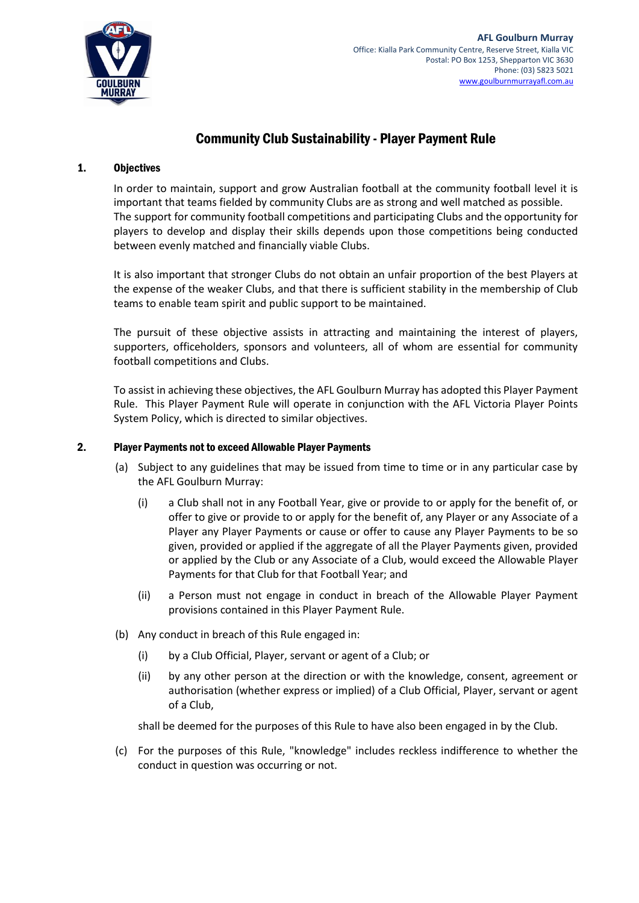AFL Goulburn Murray
Office: Kialla Park Community Centre, Reserve Street, Kialla VIC
Postal: PO Box 1253, Shepparton VIC 3630
Phone: (03) 5823 5021
www.goulburnmurrayafl.com.au

# Community Club Sustainability - Player Payment Rule

## 1. Objectives

In order to maintain, support and grow Australian football at the community football level it is important that teams fielded by community Clubs are as strong and well matched as possible. The support for community football competitions and participating Clubs and the opportunity for players to develop and display their skills depends upon those competitions being conducted between evenly matched and financially viable Clubs.

It is also important that stronger Clubs do not obtain an unfair proportion of the best Players at the expense of the weaker Clubs, and that there is sufficient stability in the membership of Club teams to enable team spirit and public support to be maintained.

The pursuit of these objective assists in attracting and maintaining the interest of players, supporters, officeholders, sponsors and volunteers, all of whom are essential for community football competitions and Clubs.

To assist in achieving these objectives, the AFL Goulburn Murray has adopted this Player Payment Rule. This Player Payment Rule will operate in conjunction with the AFL Victoria Player Points System Policy, which is directed to similar objectives.

## 2. Player Payments not to exceed Allowable Player Payments

(a) Subject to any guidelines that may be issued from time to time or in any particular case by the AFL Goulburn Murray:

(i) a Club shall not in any Football Year, give or provide to or apply for the benefit of, or offer to give or provide to or apply for the benefit of, any Player or any Associate of a Player any Player Payments or cause or offer to cause any Player Payments to be so given, provided or applied if the aggregate of all the Player Payments given, provided or applied by the Club or any Associate of a Club, would exceed the Allowable Player Payments for that Club for that Football Year; and

(ii) a Person must not engage in conduct in breach of the Allowable Player Payment provisions contained in this Player Payment Rule.

(b) Any conduct in breach of this Rule engaged in:

(i) by a Club Official, Player, servant or agent of a Club; or

(ii) by any other person at the direction or with the knowledge, consent, agreement or authorisation (whether express or implied) of a Club Official, Player, servant or agent of a Club,

shall be deemed for the purposes of this Rule to have also been engaged in by the Club.

(c) For the purposes of this Rule, "knowledge" includes reckless indifference to whether the conduct in question was occurring or not.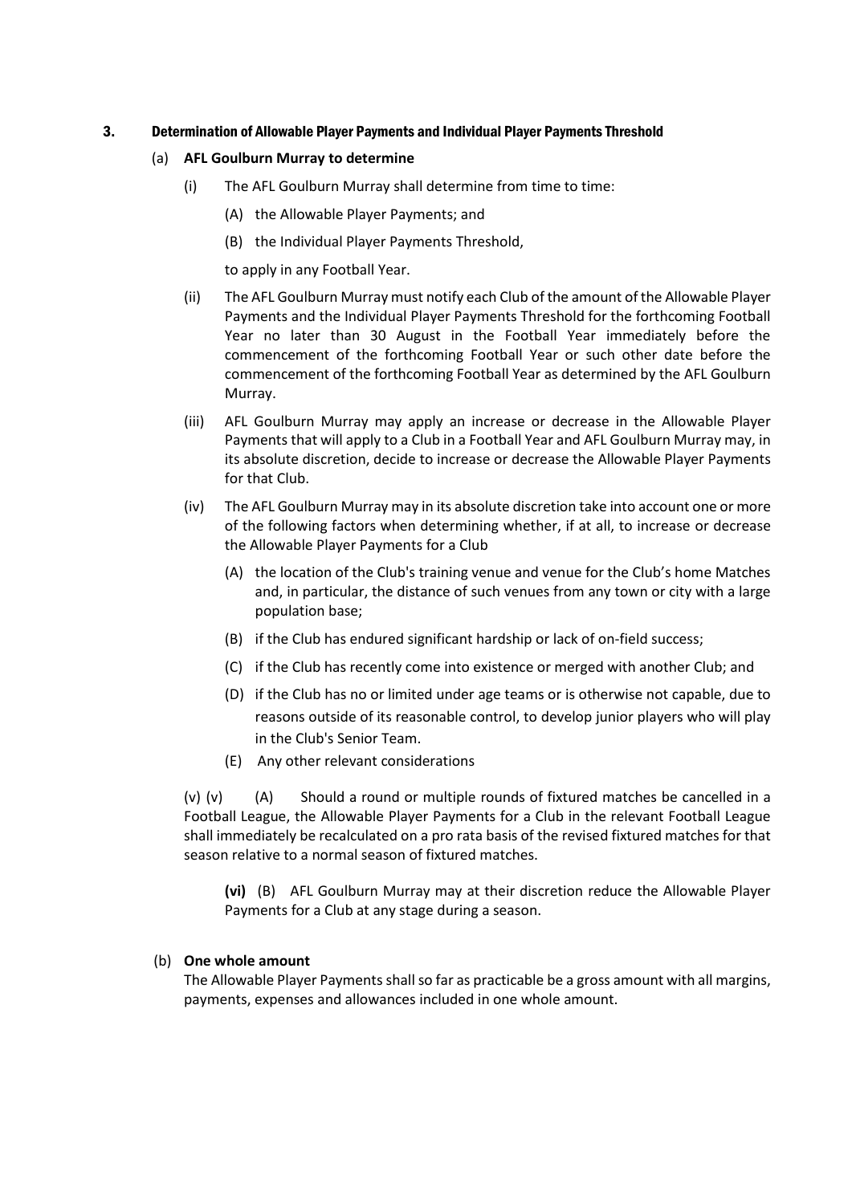## 3. Determination of Allowable Player Payments and Individual Player Payments Threshold

(a) **AFL Goulburn Murray to determine**

(i) The AFL Goulburn Murray shall determine from time to time:

(A) the Allowable Player Payments; and

(B) the Individual Player Payments Threshold,

to apply in any Football Year.

(ii) The AFL Goulburn Murray must notify each Club of the amount of the Allowable Player Payments and the Individual Player Payments Threshold for the forthcoming Football Year no later than 30 August in the Football Year immediately before the commencement of the forthcoming Football Year or such other date before the commencement of the forthcoming Football Year as determined by the AFL Goulburn Murray.

(iii) AFL Goulburn Murray may apply an increase or decrease in the Allowable Player Payments that will apply to a Club in a Football Year and AFL Goulburn Murray may, in its absolute discretion, decide to increase or decrease the Allowable Player Payments for that Club.

(iv) The AFL Goulburn Murray may in its absolute discretion take into account one or more of the following factors when determining whether, if at all, to increase or decrease the Allowable Player Payments for a Club

(A) the location of the Club's training venue and venue for the Club's home Matches and, in particular, the distance of such venues from any town or city with a large population base;

(B) if the Club has endured significant hardship or lack of on-field success;

(C) if the Club has recently come into existence or merged with another Club; and

(D) if the Club has no or limited under age teams or is otherwise not capable, due to reasons outside of its reasonable control, to develop junior players who will play in the Club's Senior Team.

(E) Any other relevant considerations

(v) (v) (A) Should a round or multiple rounds of fixtured matches be cancelled in a Football League, the Allowable Player Payments for a Club in the relevant Football League shall immediately be recalculated on a pro rata basis of the revised fixtured matches for that season relative to a normal season of fixtured matches.

**(vi)** (B) AFL Goulburn Murray may at their discretion reduce the Allowable Player Payments for a Club at any stage during a season.

(b) **One whole amount**

The Allowable Player Payments shall so far as practicable be a gross amount with all margins, payments, expenses and allowances included in one whole amount.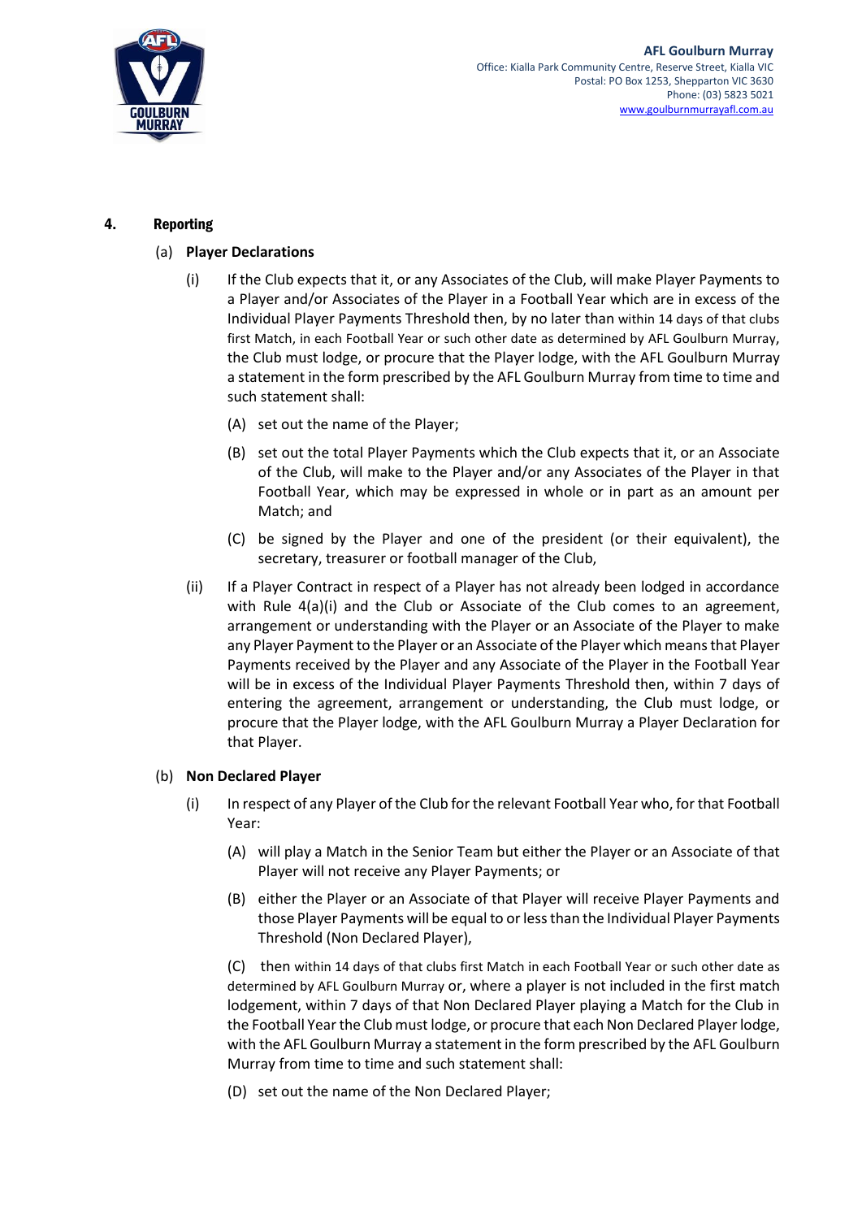## 4. Reporting

(a) **Player Declarations**

(i) If the Club expects that it, or any Associates of the Club, will make Player Payments to a Player and/or Associates of the Player in a Football Year which are in excess of the Individual Player Payments Threshold then, by no later than within 14 days of that clubs first Match, in each Football Year or such other date as determined by AFL Goulburn Murray, the Club must lodge, or procure that the Player lodge, with the AFL Goulburn Murray a statement in the form prescribed by the AFL Goulburn Murray from time to time and such statement shall:

(A) set out the name of the Player;

(B) set out the total Player Payments which the Club expects that it, or an Associate of the Club, will make to the Player and/or any Associates of the Player in that Football Year, which may be expressed in whole or in part as an amount per Match; and

(C) be signed by the Player and one of the president (or their equivalent), the secretary, treasurer or football manager of the Club,

(ii) If a Player Contract in respect of a Player has not already been lodged in accordance with Rule 4(a)(i) and the Club or Associate of the Club comes to an agreement, arrangement or understanding with the Player or an Associate of the Player to make any Player Payment to the Player or an Associate of the Player which means that Player Payments received by the Player and any Associate of the Player in the Football Year will be in excess of the Individual Player Payments Threshold then, within 7 days of entering the agreement, arrangement or understanding, the Club must lodge, or procure that the Player lodge, with the AFL Goulburn Murray a Player Declaration for that Player.

(b) **Non Declared Player**

(i) In respect of any Player of the Club for the relevant Football Year who, for that Football Year:

(A) will play a Match in the Senior Team but either the Player or an Associate of that Player will not receive any Player Payments; or

(B) either the Player or an Associate of that Player will receive Player Payments and those Player Payments will be equal to or less than the Individual Player Payments Threshold (Non Declared Player),

(C) then within 14 days of that clubs first Match in each Football Year or such other date as determined by AFL Goulburn Murray or, where a player is not included in the first match lodgement, within 7 days of that Non Declared Player playing a Match for the Club in the Football Year the Club must lodge, or procure that each Non Declared Player lodge, with the AFL Goulburn Murray a statement in the form prescribed by the AFL Goulburn Murray from time to time and such statement shall:

(D) set out the name of the Non Declared Player;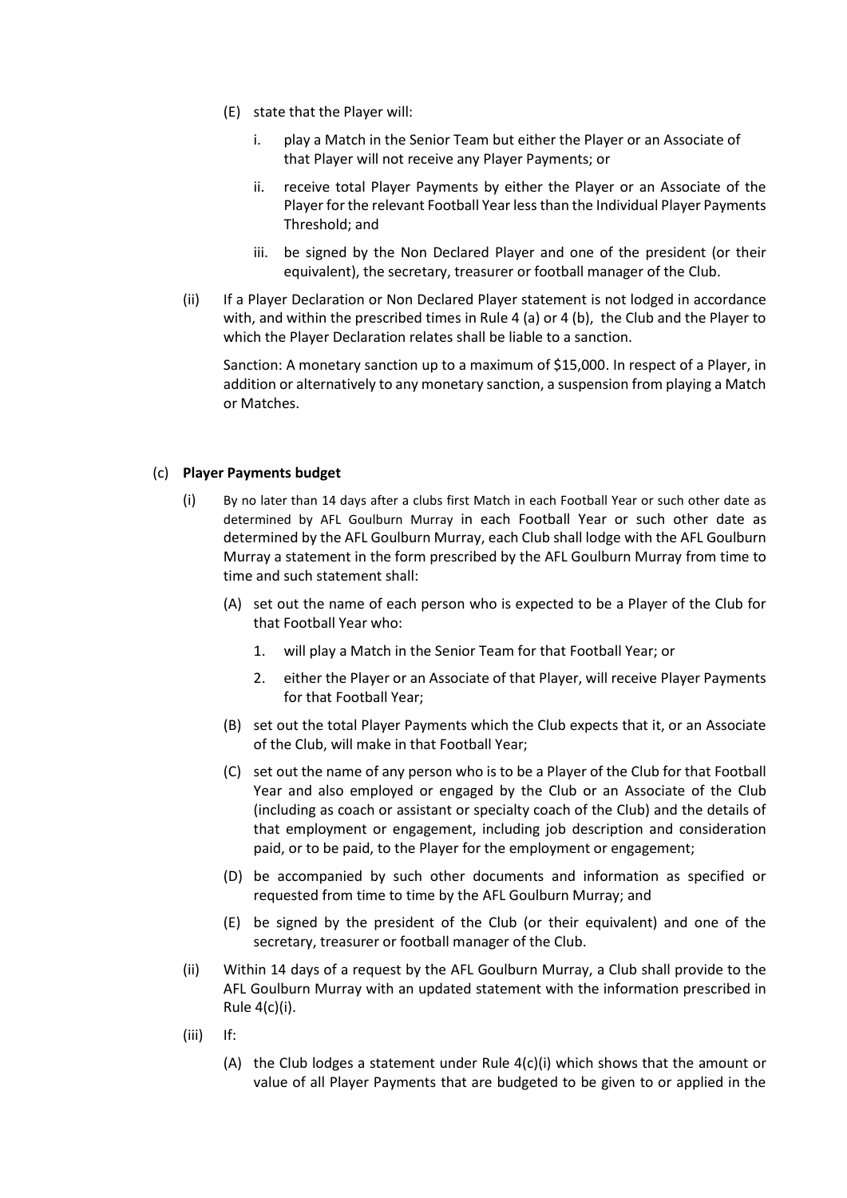(E) state that the Player will:

i. play a Match in the Senior Team but either the Player or an Associate of that Player will not receive any Player Payments; or

ii. receive total Player Payments by either the Player or an Associate of the Player for the relevant Football Year less than the Individual Player Payments Threshold; and

iii. be signed by the Non Declared Player and one of the president (or their equivalent), the secretary, treasurer or football manager of the Club.

(ii) If a Player Declaration or Non Declared Player statement is not lodged in accordance with, and within the prescribed times in Rule 4 (a) or 4 (b), the Club and the Player to which the Player Declaration relates shall be liable to a sanction.

Sanction: A monetary sanction up to a maximum of $15,000. In respect of a Player, in addition or alternatively to any monetary sanction, a suspension from playing a Match or Matches.

(c) **Player Payments budget**

(i) By no later than 14 days after a clubs first Match in each Football Year or such other date as determined by AFL Goulburn Murray in each Football Year or such other date as determined by the AFL Goulburn Murray, each Club shall lodge with the AFL Goulburn Murray a statement in the form prescribed by the AFL Goulburn Murray from time to time and such statement shall:

(A) set out the name of each person who is expected to be a Player of the Club for that Football Year who:

1. will play a Match in the Senior Team for that Football Year; or

2. either the Player or an Associate of that Player, will receive Player Payments for that Football Year;

(B) set out the total Player Payments which the Club expects that it, or an Associate of the Club, will make in that Football Year;

(C) set out the name of any person who is to be a Player of the Club for that Football Year and also employed or engaged by the Club or an Associate of the Club (including as coach or assistant or specialty coach of the Club) and the details of that employment or engagement, including job description and consideration paid, or to be paid, to the Player for the employment or engagement;

(D) be accompanied by such other documents and information as specified or requested from time to time by the AFL Goulburn Murray; and

(E) be signed by the president of the Club (or their equivalent) and one of the secretary, treasurer or football manager of the Club.

(ii) Within 14 days of a request by the AFL Goulburn Murray, a Club shall provide to the AFL Goulburn Murray with an updated statement with the information prescribed in Rule 4(c)(i).

(iii) If:

(A) the Club lodges a statement under Rule 4(c)(i) which shows that the amount or value of all Player Payments that are budgeted to be given to or applied in the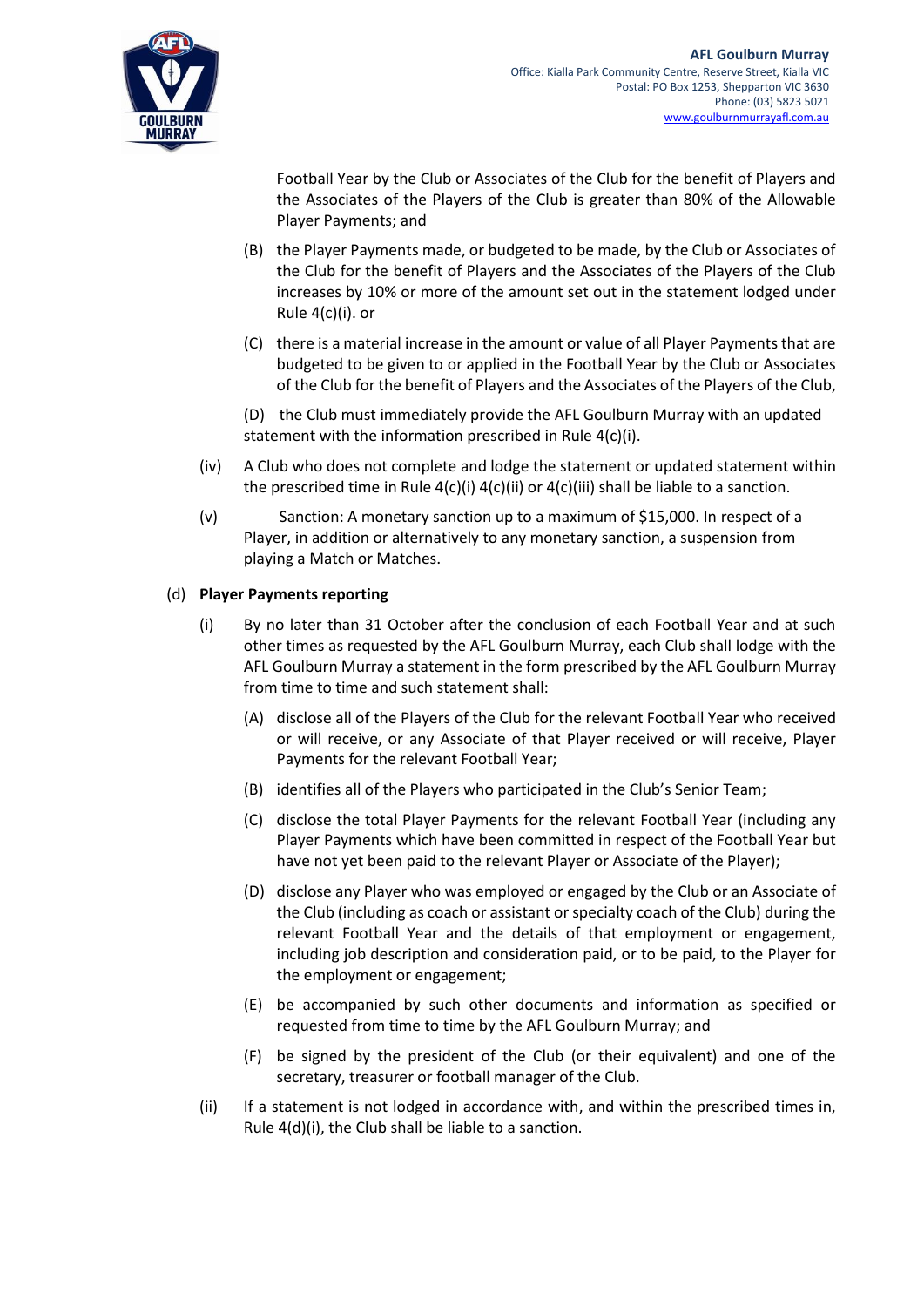Football Year by the Club or Associates of the Club for the benefit of Players and the Associates of the Players of the Club is greater than 80% of the Allowable Player Payments; and

(B) the Player Payments made, or budgeted to be made, by the Club or Associates of the Club for the benefit of Players and the Associates of the Players of the Club increases by 10% or more of the amount set out in the statement lodged under Rule 4(c)(i). or

(C) there is a material increase in the amount or value of all Player Payments that are budgeted to be given to or applied in the Football Year by the Club or Associates of the Club for the benefit of Players and the Associates of the Players of the Club,

(D) the Club must immediately provide the AFL Goulburn Murray with an updated statement with the information prescribed in Rule 4(c)(i).

(iv) A Club who does not complete and lodge the statement or updated statement within the prescribed time in Rule 4(c)(i) 4(c)(ii) or 4(c)(iii) shall be liable to a sanction.

(v) Sanction: A monetary sanction up to a maximum of $15,000. In respect of a Player, in addition or alternatively to any monetary sanction, a suspension from playing a Match or Matches.

(d) **Player Payments reporting**

(i) By no later than 31 October after the conclusion of each Football Year and at such other times as requested by the AFL Goulburn Murray, each Club shall lodge with the AFL Goulburn Murray a statement in the form prescribed by the AFL Goulburn Murray from time to time and such statement shall:

(A) disclose all of the Players of the Club for the relevant Football Year who received or will receive, or any Associate of that Player received or will receive, Player Payments for the relevant Football Year;

(B) identifies all of the Players who participated in the Club's Senior Team;

(C) disclose the total Player Payments for the relevant Football Year (including any Player Payments which have been committed in respect of the Football Year but have not yet been paid to the relevant Player or Associate of the Player);

(D) disclose any Player who was employed or engaged by the Club or an Associate of the Club (including as coach or assistant or specialty coach of the Club) during the relevant Football Year and the details of that employment or engagement, including job description and consideration paid, or to be paid, to the Player for the employment or engagement;

(E) be accompanied by such other documents and information as specified or requested from time to time by the AFL Goulburn Murray; and

(F) be signed by the president of the Club (or their equivalent) and one of the secretary, treasurer or football manager of the Club.

(ii) If a statement is not lodged in accordance with, and within the prescribed times in, Rule 4(d)(i), the Club shall be liable to a sanction.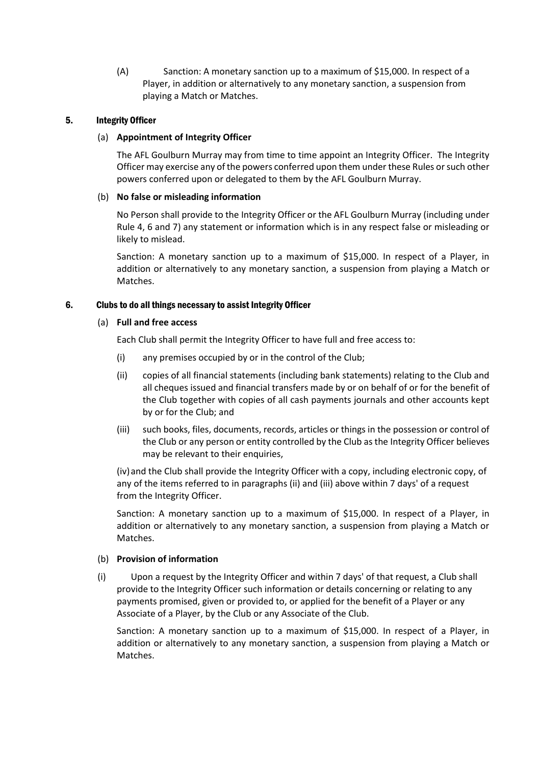(A) Sanction: A monetary sanction up to a maximum of $15,000. In respect of a Player, in addition or alternatively to any monetary sanction, a suspension from playing a Match or Matches.

## 5. Integrity Officer

### (a) **Appointment of Integrity Officer**

The AFL Goulburn Murray may from time to time appoint an Integrity Officer. The Integrity Officer may exercise any of the powers conferred upon them under these Rules or such other powers conferred upon or delegated to them by the AFL Goulburn Murray.

### (b) **No false or misleading information**

No Person shall provide to the Integrity Officer or the AFL Goulburn Murray (including under Rule 4, 6 and 7) any statement or information which is in any respect false or misleading or likely to mislead.

Sanction: A monetary sanction up to a maximum of $15,000. In respect of a Player, in addition or alternatively to any monetary sanction, a suspension from playing a Match or Matches.

## 6. Clubs to do all things necessary to assist Integrity Officer

### (a) **Full and free access**

Each Club shall permit the Integrity Officer to have full and free access to:

(i) any premises occupied by or in the control of the Club;

(ii) copies of all financial statements (including bank statements) relating to the Club and all cheques issued and financial transfers made by or on behalf of or for the benefit of the Club together with copies of all cash payments journals and other accounts kept by or for the Club; and

(iii) such books, files, documents, records, articles or things in the possession or control of the Club or any person or entity controlled by the Club as the Integrity Officer believes may be relevant to their enquiries,

(iv) and the Club shall provide the Integrity Officer with a copy, including electronic copy, of any of the items referred to in paragraphs (ii) and (iii) above within 7 days' of a request from the Integrity Officer.

Sanction: A monetary sanction up to a maximum of $15,000. In respect of a Player, in addition or alternatively to any monetary sanction, a suspension from playing a Match or Matches.

### (b) **Provision of information**

(i) Upon a request by the Integrity Officer and within 7 days' of that request, a Club shall provide to the Integrity Officer such information or details concerning or relating to any payments promised, given or provided to, or applied for the benefit of a Player or any Associate of a Player, by the Club or any Associate of the Club.

Sanction: A monetary sanction up to a maximum of $15,000. In respect of a Player, in addition or alternatively to any monetary sanction, a suspension from playing a Match or Matches.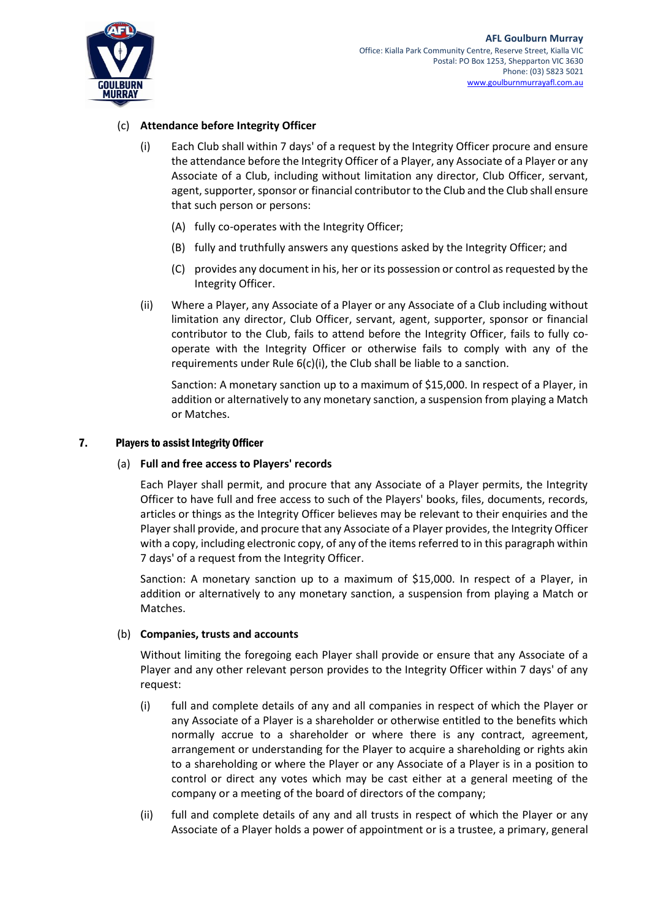(c) **Attendance before Integrity Officer**

(i) Each Club shall within 7 days' of a request by the Integrity Officer procure and ensure the attendance before the Integrity Officer of a Player, any Associate of a Player or any Associate of a Club, including without limitation any director, Club Officer, servant, agent, supporter, sponsor or financial contributor to the Club and the Club shall ensure that such person or persons:

(A) fully co-operates with the Integrity Officer;

(B) fully and truthfully answers any questions asked by the Integrity Officer; and

(C) provides any document in his, her or its possession or control as requested by the Integrity Officer.

(ii) Where a Player, any Associate of a Player or any Associate of a Club including without limitation any director, Club Officer, servant, agent, supporter, sponsor or financial contributor to the Club, fails to attend before the Integrity Officer, fails to fully co-operate with the Integrity Officer or otherwise fails to comply with any of the requirements under Rule 6(c)(i), the Club shall be liable to a sanction.

Sanction: A monetary sanction up to a maximum of $15,000. In respect of a Player, in addition or alternatively to any monetary sanction, a suspension from playing a Match or Matches.

## 7. Players to assist Integrity Officer

(a) **Full and free access to Players' records**

Each Player shall permit, and procure that any Associate of a Player permits, the Integrity Officer to have full and free access to such of the Players' books, files, documents, records, articles or things as the Integrity Officer believes may be relevant to their enquiries and the Player shall provide, and procure that any Associate of a Player provides, the Integrity Officer with a copy, including electronic copy, of any of the items referred to in this paragraph within 7 days' of a request from the Integrity Officer.

Sanction: A monetary sanction up to a maximum of $15,000. In respect of a Player, in addition or alternatively to any monetary sanction, a suspension from playing a Match or Matches.

(b) **Companies, trusts and accounts**

Without limiting the foregoing each Player shall provide or ensure that any Associate of a Player and any other relevant person provides to the Integrity Officer within 7 days' of any request:

(i) full and complete details of any and all companies in respect of which the Player or any Associate of a Player is a shareholder or otherwise entitled to the benefits which normally accrue to a shareholder or where there is any contract, agreement, arrangement or understanding for the Player to acquire a shareholding or rights akin to a shareholding or where the Player or any Associate of a Player is in a position to control or direct any votes which may be cast either at a general meeting of the company or a meeting of the board of directors of the company;

(ii) full and complete details of any and all trusts in respect of which the Player or any Associate of a Player holds a power of appointment or is a trustee, a primary, general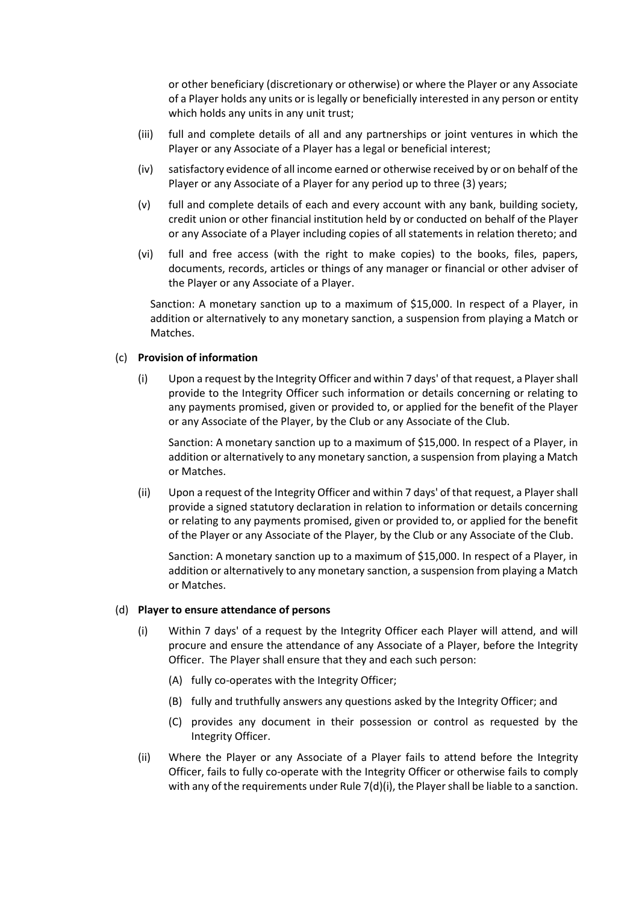or other beneficiary (discretionary or otherwise) or where the Player or any Associate of a Player holds any units or is legally or beneficially interested in any person or entity which holds any units in any unit trust;

(iii) full and complete details of all and any partnerships or joint ventures in which the Player or any Associate of a Player has a legal or beneficial interest;

(iv) satisfactory evidence of all income earned or otherwise received by or on behalf of the Player or any Associate of a Player for any period up to three (3) years;

(v) full and complete details of each and every account with any bank, building society, credit union or other financial institution held by or conducted on behalf of the Player or any Associate of a Player including copies of all statements in relation thereto; and

(vi) full and free access (with the right to make copies) to the books, files, papers, documents, records, articles or things of any manager or financial or other adviser of the Player or any Associate of a Player.

Sanction: A monetary sanction up to a maximum of $15,000. In respect of a Player, in addition or alternatively to any monetary sanction, a suspension from playing a Match or Matches.

(c) **Provision of information**

(i) Upon a request by the Integrity Officer and within 7 days' of that request, a Player shall provide to the Integrity Officer such information or details concerning or relating to any payments promised, given or provided to, or applied for the benefit of the Player or any Associate of the Player, by the Club or any Associate of the Club.

Sanction: A monetary sanction up to a maximum of $15,000. In respect of a Player, in addition or alternatively to any monetary sanction, a suspension from playing a Match or Matches.

(ii) Upon a request of the Integrity Officer and within 7 days' of that request, a Player shall provide a signed statutory declaration in relation to information or details concerning or relating to any payments promised, given or provided to, or applied for the benefit of the Player or any Associate of the Player, by the Club or any Associate of the Club.

Sanction: A monetary sanction up to a maximum of $15,000. In respect of a Player, in addition or alternatively to any monetary sanction, a suspension from playing a Match or Matches.

(d) **Player to ensure attendance of persons**

(i) Within 7 days' of a request by the Integrity Officer each Player will attend, and will procure and ensure the attendance of any Associate of a Player, before the Integrity Officer. The Player shall ensure that they and each such person:

(A) fully co-operates with the Integrity Officer;

(B) fully and truthfully answers any questions asked by the Integrity Officer; and

(C) provides any document in their possession or control as requested by the Integrity Officer.

(ii) Where the Player or any Associate of a Player fails to attend before the Integrity Officer, fails to fully co-operate with the Integrity Officer or otherwise fails to comply with any of the requirements under Rule 7(d)(i), the Player shall be liable to a sanction.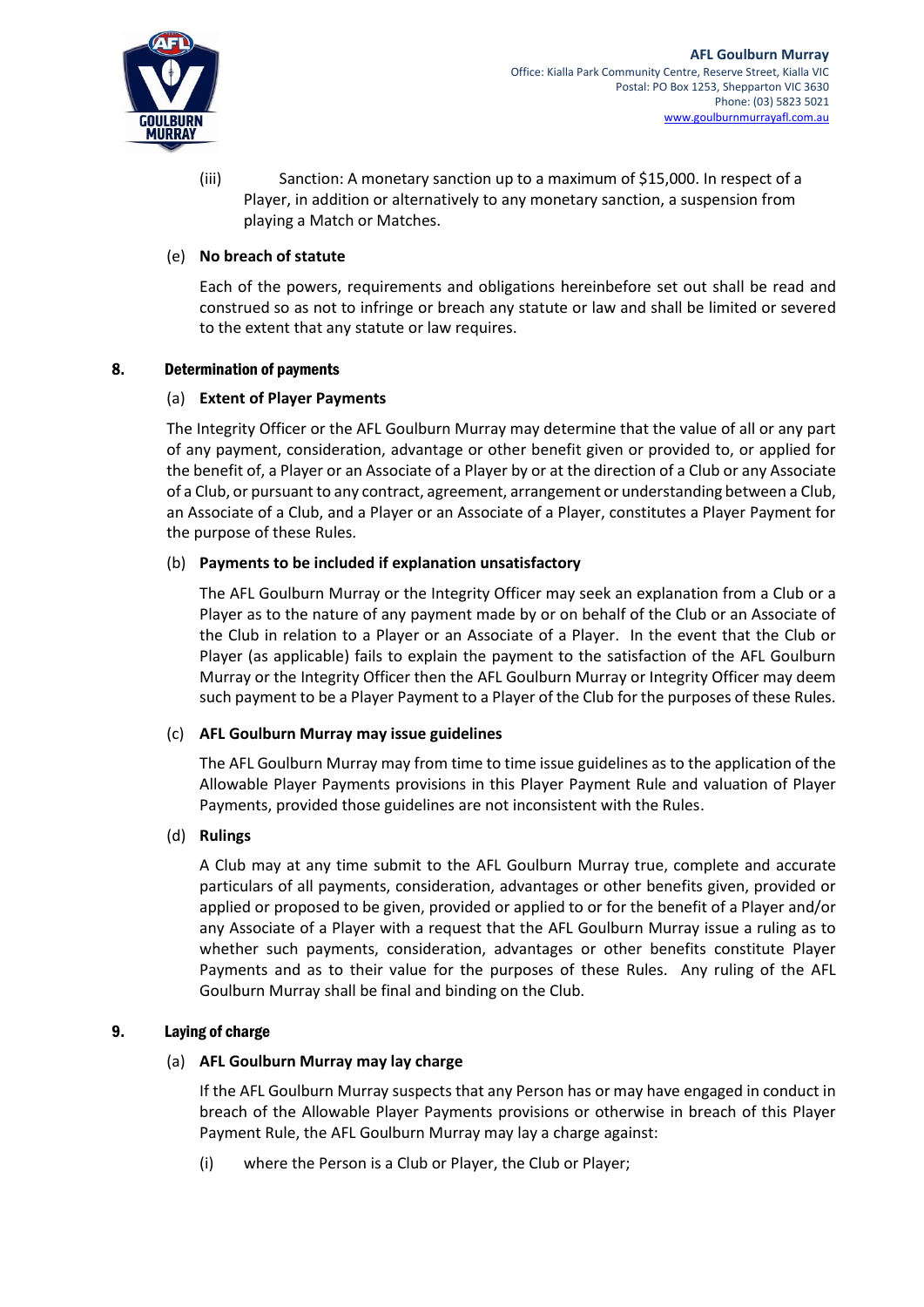(iii) Sanction: A monetary sanction up to a maximum of $15,000. In respect of a Player, in addition or alternatively to any monetary sanction, a suspension from playing a Match or Matches.

(e) **No breach of statute**

Each of the powers, requirements and obligations hereinbefore set out shall be read and construed so as not to infringe or breach any statute or law and shall be limited or severed to the extent that any statute or law requires.

## 8. Determination of payments

(a) **Extent of Player Payments**

The Integrity Officer or the AFL Goulburn Murray may determine that the value of all or any part of any payment, consideration, advantage or other benefit given or provided to, or applied for the benefit of, a Player or an Associate of a Player by or at the direction of a Club or any Associate of a Club, or pursuant to any contract, agreement, arrangement or understanding between a Club, an Associate of a Club, and a Player or an Associate of a Player, constitutes a Player Payment for the purpose of these Rules.

(b) **Payments to be included if explanation unsatisfactory**

The AFL Goulburn Murray or the Integrity Officer may seek an explanation from a Club or a Player as to the nature of any payment made by or on behalf of the Club or an Associate of the Club in relation to a Player or an Associate of a Player. In the event that the Club or Player (as applicable) fails to explain the payment to the satisfaction of the AFL Goulburn Murray or the Integrity Officer then the AFL Goulburn Murray or Integrity Officer may deem such payment to be a Player Payment to a Player of the Club for the purposes of these Rules.

(c) **AFL Goulburn Murray may issue guidelines**

The AFL Goulburn Murray may from time to time issue guidelines as to the application of the Allowable Player Payments provisions in this Player Payment Rule and valuation of Player Payments, provided those guidelines are not inconsistent with the Rules.

(d) **Rulings**

A Club may at any time submit to the AFL Goulburn Murray true, complete and accurate particulars of all payments, consideration, advantages or other benefits given, provided or applied or proposed to be given, provided or applied to or for the benefit of a Player and/or any Associate of a Player with a request that the AFL Goulburn Murray issue a ruling as to whether such payments, consideration, advantages or other benefits constitute Player Payments and as to their value for the purposes of these Rules. Any ruling of the AFL Goulburn Murray shall be final and binding on the Club.

## 9. Laying of charge

(a) **AFL Goulburn Murray may lay charge**

If the AFL Goulburn Murray suspects that any Person has or may have engaged in conduct in breach of the Allowable Player Payments provisions or otherwise in breach of this Player Payment Rule, the AFL Goulburn Murray may lay a charge against:

(i) where the Person is a Club or Player, the Club or Player;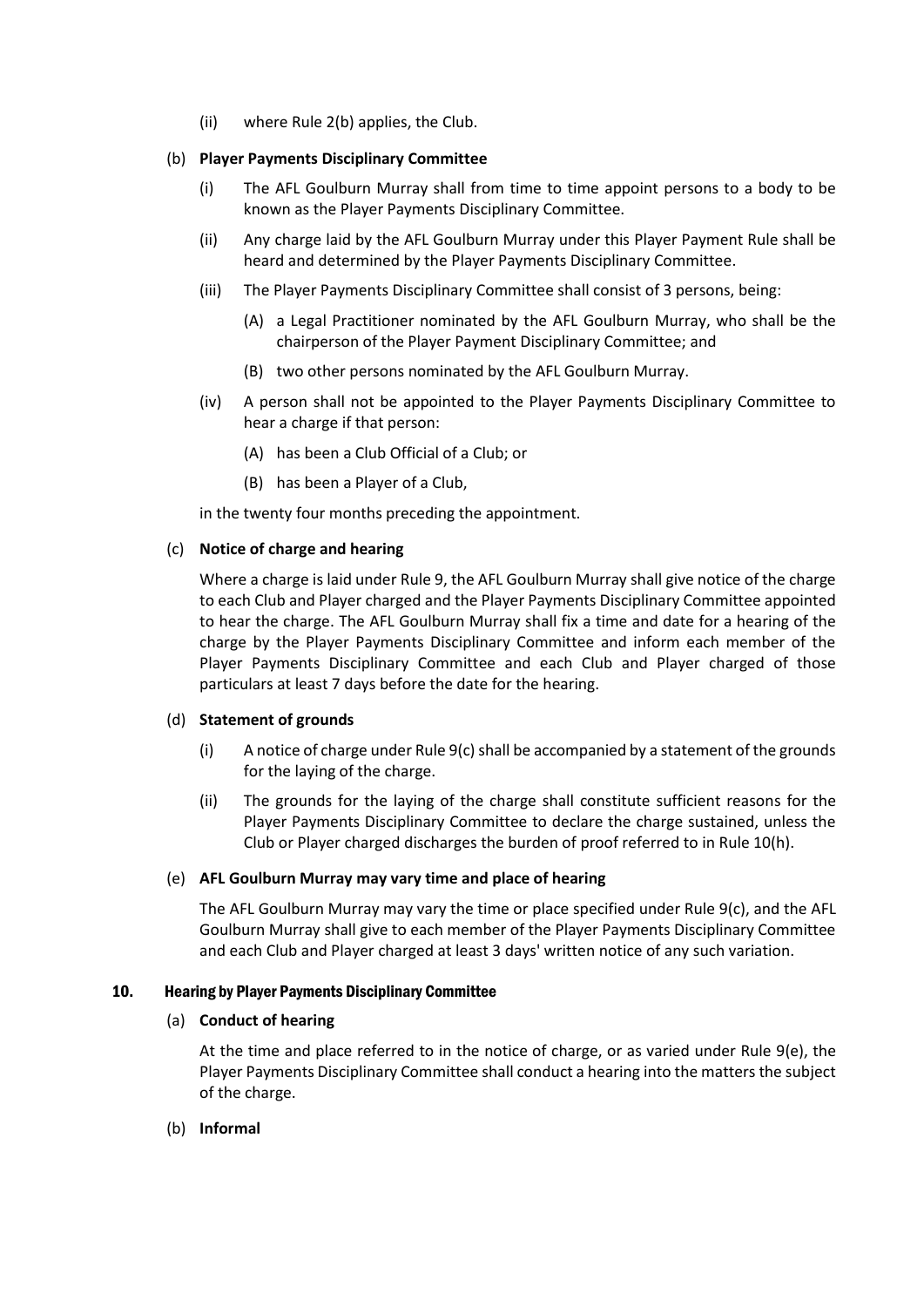(ii) where Rule 2(b) applies, the Club.

(b) **Player Payments Disciplinary Committee**

(i) The AFL Goulburn Murray shall from time to time appoint persons to a body to be known as the Player Payments Disciplinary Committee.

(ii) Any charge laid by the AFL Goulburn Murray under this Player Payment Rule shall be heard and determined by the Player Payments Disciplinary Committee.

(iii) The Player Payments Disciplinary Committee shall consist of 3 persons, being:

(A) a Legal Practitioner nominated by the AFL Goulburn Murray, who shall be the chairperson of the Player Payment Disciplinary Committee; and

(B) two other persons nominated by the AFL Goulburn Murray.

(iv) A person shall not be appointed to the Player Payments Disciplinary Committee to hear a charge if that person:

(A) has been a Club Official of a Club; or

(B) has been a Player of a Club,

in the twenty four months preceding the appointment.

(c) **Notice of charge and hearing**

Where a charge is laid under Rule 9, the AFL Goulburn Murray shall give notice of the charge to each Club and Player charged and the Player Payments Disciplinary Committee appointed to hear the charge. The AFL Goulburn Murray shall fix a time and date for a hearing of the charge by the Player Payments Disciplinary Committee and inform each member of the Player Payments Disciplinary Committee and each Club and Player charged of those particulars at least 7 days before the date for the hearing.

(d) **Statement of grounds**

(i) A notice of charge under Rule 9(c) shall be accompanied by a statement of the grounds for the laying of the charge.

(ii) The grounds for the laying of the charge shall constitute sufficient reasons for the Player Payments Disciplinary Committee to declare the charge sustained, unless the Club or Player charged discharges the burden of proof referred to in Rule 10(h).

(e) **AFL Goulburn Murray may vary time and place of hearing**

The AFL Goulburn Murray may vary the time or place specified under Rule 9(c), and the AFL Goulburn Murray shall give to each member of the Player Payments Disciplinary Committee and each Club and Player charged at least 3 days' written notice of any such variation.

## 10. Hearing by Player Payments Disciplinary Committee

(a) **Conduct of hearing**

At the time and place referred to in the notice of charge, or as varied under Rule 9(e), the Player Payments Disciplinary Committee shall conduct a hearing into the matters the subject of the charge.

(b) **Informal**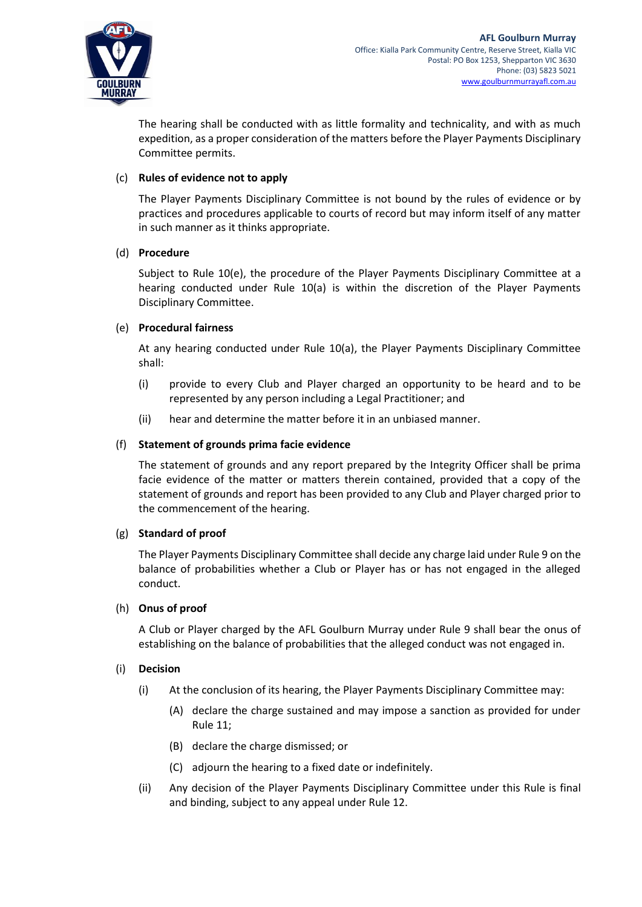The hearing shall be conducted with as little formality and technicality, and with as much expedition, as a proper consideration of the matters before the Player Payments Disciplinary Committee permits.

(c) **Rules of evidence not to apply**

The Player Payments Disciplinary Committee is not bound by the rules of evidence or by practices and procedures applicable to courts of record but may inform itself of any matter in such manner as it thinks appropriate.

(d) **Procedure**

Subject to Rule 10(e), the procedure of the Player Payments Disciplinary Committee at a hearing conducted under Rule 10(a) is within the discretion of the Player Payments Disciplinary Committee.

(e) **Procedural fairness**

At any hearing conducted under Rule 10(a), the Player Payments Disciplinary Committee shall:

(i) provide to every Club and Player charged an opportunity to be heard and to be represented by any person including a Legal Practitioner; and

(ii) hear and determine the matter before it in an unbiased manner.

(f) **Statement of grounds prima facie evidence**

The statement of grounds and any report prepared by the Integrity Officer shall be prima facie evidence of the matter or matters therein contained, provided that a copy of the statement of grounds and report has been provided to any Club and Player charged prior to the commencement of the hearing.

(g) **Standard of proof**

The Player Payments Disciplinary Committee shall decide any charge laid under Rule 9 on the balance of probabilities whether a Club or Player has or has not engaged in the alleged conduct.

(h) **Onus of proof**

A Club or Player charged by the AFL Goulburn Murray under Rule 9 shall bear the onus of establishing on the balance of probabilities that the alleged conduct was not engaged in.

(i) **Decision**

(i) At the conclusion of its hearing, the Player Payments Disciplinary Committee may:

(A) declare the charge sustained and may impose a sanction as provided for under Rule 11;

(B) declare the charge dismissed; or

(C) adjourn the hearing to a fixed date or indefinitely.

(ii) Any decision of the Player Payments Disciplinary Committee under this Rule is final and binding, subject to any appeal under Rule 12.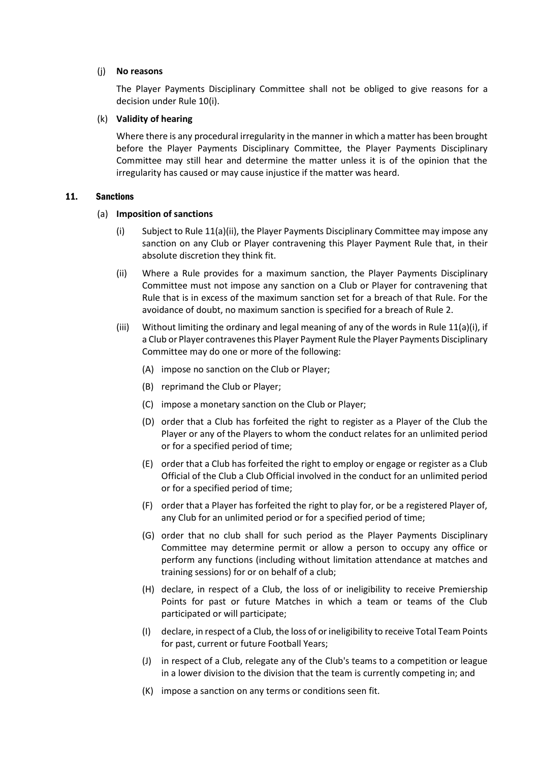(j) **No reasons**

The Player Payments Disciplinary Committee shall not be obliged to give reasons for a decision under Rule 10(i).

(k) **Validity of hearing**

Where there is any procedural irregularity in the manner in which a matter has been brought before the Player Payments Disciplinary Committee, the Player Payments Disciplinary Committee may still hear and determine the matter unless it is of the opinion that the irregularity has caused or may cause injustice if the matter was heard.

## 11. Sanctions

(a) **Imposition of sanctions**

(i) Subject to Rule 11(a)(ii), the Player Payments Disciplinary Committee may impose any sanction on any Club or Player contravening this Player Payment Rule that, in their absolute discretion they think fit.

(ii) Where a Rule provides for a maximum sanction, the Player Payments Disciplinary Committee must not impose any sanction on a Club or Player for contravening that Rule that is in excess of the maximum sanction set for a breach of that Rule. For the avoidance of doubt, no maximum sanction is specified for a breach of Rule 2.

(iii) Without limiting the ordinary and legal meaning of any of the words in Rule 11(a)(i), if a Club or Player contravenes this Player Payment Rule the Player Payments Disciplinary Committee may do one or more of the following:

(A) impose no sanction on the Club or Player;

(B) reprimand the Club or Player;

(C) impose a monetary sanction on the Club or Player;

(D) order that a Club has forfeited the right to register as a Player of the Club the Player or any of the Players to whom the conduct relates for an unlimited period or for a specified period of time;

(E) order that a Club has forfeited the right to employ or engage or register as a Club Official of the Club a Club Official involved in the conduct for an unlimited period or for a specified period of time;

(F) order that a Player has forfeited the right to play for, or be a registered Player of, any Club for an unlimited period or for a specified period of time;

(G) order that no club shall for such period as the Player Payments Disciplinary Committee may determine permit or allow a person to occupy any office or perform any functions (including without limitation attendance at matches and training sessions) for or on behalf of a club;

(H) declare, in respect of a Club, the loss of or ineligibility to receive Premiership Points for past or future Matches in which a team or teams of the Club participated or will participate;

(I) declare, in respect of a Club, the loss of or ineligibility to receive Total Team Points for past, current or future Football Years;

(J) in respect of a Club, relegate any of the Club's teams to a competition or league in a lower division to the division that the team is currently competing in; and

(K) impose a sanction on any terms or conditions seen fit.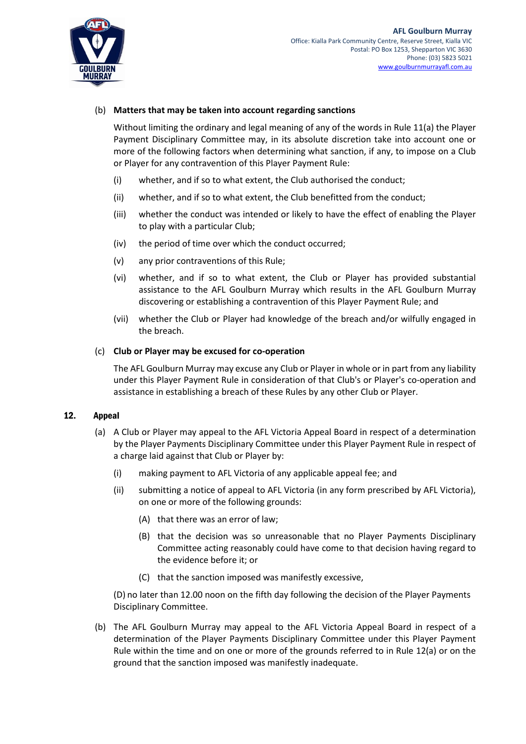(b) **Matters that may be taken into account regarding sanctions**

Without limiting the ordinary and legal meaning of any of the words in Rule 11(a) the Player Payment Disciplinary Committee may, in its absolute discretion take into account one or more of the following factors when determining what sanction, if any, to impose on a Club or Player for any contravention of this Player Payment Rule:

(i) whether, and if so to what extent, the Club authorised the conduct;

(ii) whether, and if so to what extent, the Club benefitted from the conduct;

(iii) whether the conduct was intended or likely to have the effect of enabling the Player to play with a particular Club;

(iv) the period of time over which the conduct occurred;

(v) any prior contraventions of this Rule;

(vi) whether, and if so to what extent, the Club or Player has provided substantial assistance to the AFL Goulburn Murray which results in the AFL Goulburn Murray discovering or establishing a contravention of this Player Payment Rule; and

(vii) whether the Club or Player had knowledge of the breach and/or wilfully engaged in the breach.

(c) **Club or Player may be excused for co-operation**

The AFL Goulburn Murray may excuse any Club or Player in whole or in part from any liability under this Player Payment Rule in consideration of that Club's or Player's co-operation and assistance in establishing a breach of these Rules by any other Club or Player.

## 12. Appeal

(a) A Club or Player may appeal to the AFL Victoria Appeal Board in respect of a determination by the Player Payments Disciplinary Committee under this Player Payment Rule in respect of a charge laid against that Club or Player by:

(i) making payment to AFL Victoria of any applicable appeal fee; and

(ii) submitting a notice of appeal to AFL Victoria (in any form prescribed by AFL Victoria), on one or more of the following grounds:

(A) that there was an error of law;

(B) that the decision was so unreasonable that no Player Payments Disciplinary Committee acting reasonably could have come to that decision having regard to the evidence before it; or

(C) that the sanction imposed was manifestly excessive,

(D) no later than 12.00 noon on the fifth day following the decision of the Player Payments Disciplinary Committee.

(b) The AFL Goulburn Murray may appeal to the AFL Victoria Appeal Board in respect of a determination of the Player Payments Disciplinary Committee under this Player Payment Rule within the time and on one or more of the grounds referred to in Rule 12(a) or on the ground that the sanction imposed was manifestly inadequate.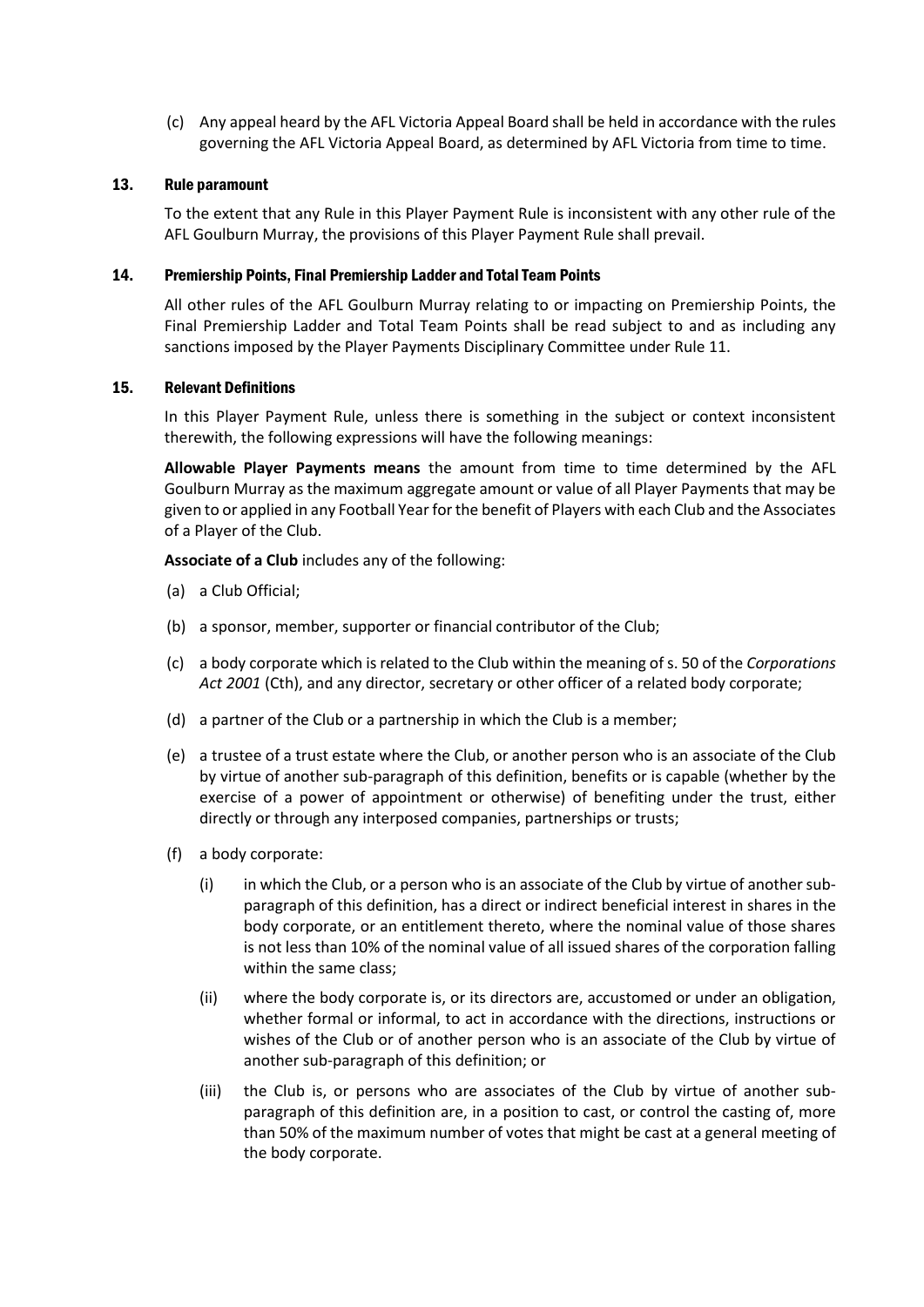(c) Any appeal heard by the AFL Victoria Appeal Board shall be held in accordance with the rules governing the AFL Victoria Appeal Board, as determined by AFL Victoria from time to time.

## 13. Rule paramount

To the extent that any Rule in this Player Payment Rule is inconsistent with any other rule of the AFL Goulburn Murray, the provisions of this Player Payment Rule shall prevail.

## 14. Premiership Points, Final Premiership Ladder and Total Team Points

All other rules of the AFL Goulburn Murray relating to or impacting on Premiership Points, the Final Premiership Ladder and Total Team Points shall be read subject to and as including any sanctions imposed by the Player Payments Disciplinary Committee under Rule 11.

## 15. Relevant Definitions

In this Player Payment Rule, unless there is something in the subject or context inconsistent therewith, the following expressions will have the following meanings:

**Allowable Player Payments means** the amount from time to time determined by the AFL Goulburn Murray as the maximum aggregate amount or value of all Player Payments that may be given to or applied in any Football Year for the benefit of Players with each Club and the Associates of a Player of the Club.

**Associate of a Club** includes any of the following:

(a) a Club Official;

(b) a sponsor, member, supporter or financial contributor of the Club;

(c) a body corporate which is related to the Club within the meaning of s. 50 of the *Corporations Act 2001* (Cth), and any director, secretary or other officer of a related body corporate;

(d) a partner of the Club or a partnership in which the Club is a member;

(e) a trustee of a trust estate where the Club, or another person who is an associate of the Club by virtue of another sub-paragraph of this definition, benefits or is capable (whether by the exercise of a power of appointment or otherwise) of benefiting under the trust, either directly or through any interposed companies, partnerships or trusts;

(f) a body corporate:

(i) in which the Club, or a person who is an associate of the Club by virtue of another sub-paragraph of this definition, has a direct or indirect beneficial interest in shares in the body corporate, or an entitlement thereto, where the nominal value of those shares is not less than 10% of the nominal value of all issued shares of the corporation falling within the same class;

(ii) where the body corporate is, or its directors are, accustomed or under an obligation, whether formal or informal, to act in accordance with the directions, instructions or wishes of the Club or of another person who is an associate of the Club by virtue of another sub-paragraph of this definition; or

(iii) the Club is, or persons who are associates of the Club by virtue of another sub-paragraph of this definition are, in a position to cast, or control the casting of, more than 50% of the maximum number of votes that might be cast at a general meeting of the body corporate.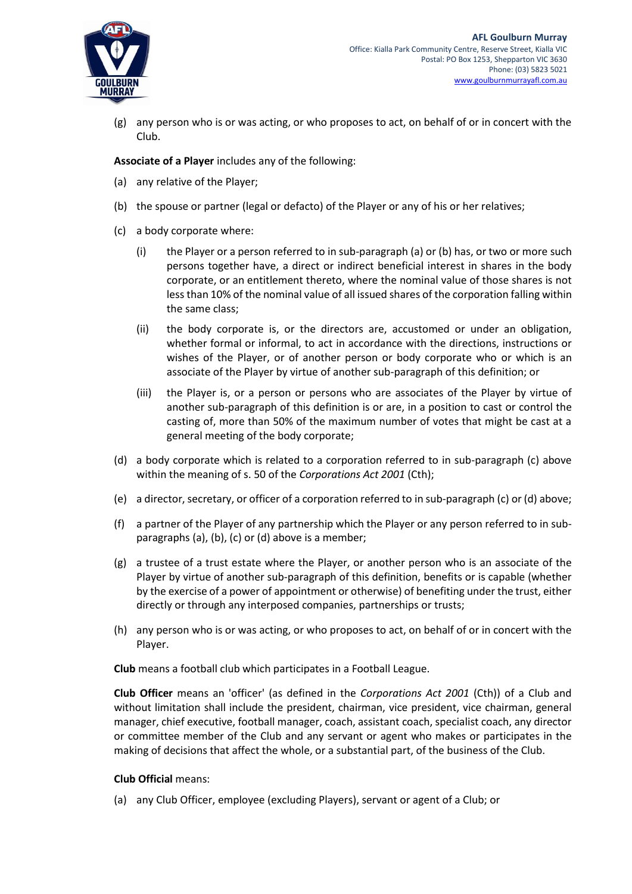(g) any person who is or was acting, or who proposes to act, on behalf of or in concert with the Club.

**Associate of a Player** includes any of the following:

(a) any relative of the Player;

(b) the spouse or partner (legal or defacto) of the Player or any of his or her relatives;

(c) a body corporate where:

   (i) the Player or a person referred to in sub-paragraph (a) or (b) has, or two or more such persons together have, a direct or indirect beneficial interest in shares in the body corporate, or an entitlement thereto, where the nominal value of those shares is not less than 10% of the nominal value of all issued shares of the corporation falling within the same class;

   (ii) the body corporate is, or the directors are, accustomed or under an obligation, whether formal or informal, to act in accordance with the directions, instructions or wishes of the Player, or of another person or body corporate who or which is an associate of the Player by virtue of another sub-paragraph of this definition; or

   (iii) the Player is, or a person or persons who are associates of the Player by virtue of another sub-paragraph of this definition is or are, in a position to cast or control the casting of, more than 50% of the maximum number of votes that might be cast at a general meeting of the body corporate;

(d) a body corporate which is related to a corporation referred to in sub-paragraph (c) above within the meaning of s. 50 of the *Corporations Act 2001* (Cth);

(e) a director, secretary, or officer of a corporation referred to in sub-paragraph (c) or (d) above;

(f) a partner of the Player of any partnership which the Player or any person referred to in sub-paragraphs (a), (b), (c) or (d) above is a member;

(g) a trustee of a trust estate where the Player, or another person who is an associate of the Player by virtue of another sub-paragraph of this definition, benefits or is capable (whether by the exercise of a power of appointment or otherwise) of benefiting under the trust, either directly or through any interposed companies, partnerships or trusts;

(h) any person who is or was acting, or who proposes to act, on behalf of or in concert with the Player.

**Club** means a football club which participates in a Football League.

**Club Officer** means an 'officer' (as defined in the *Corporations Act 2001* (Cth)) of a Club and without limitation shall include the president, chairman, vice president, vice chairman, general manager, chief executive, football manager, coach, assistant coach, specialist coach, any director or committee member of the Club and any servant or agent who makes or participates in the making of decisions that affect the whole, or a substantial part, of the business of the Club.

**Club Official** means:

(a) any Club Officer, employee (excluding Players), servant or agent of a Club; or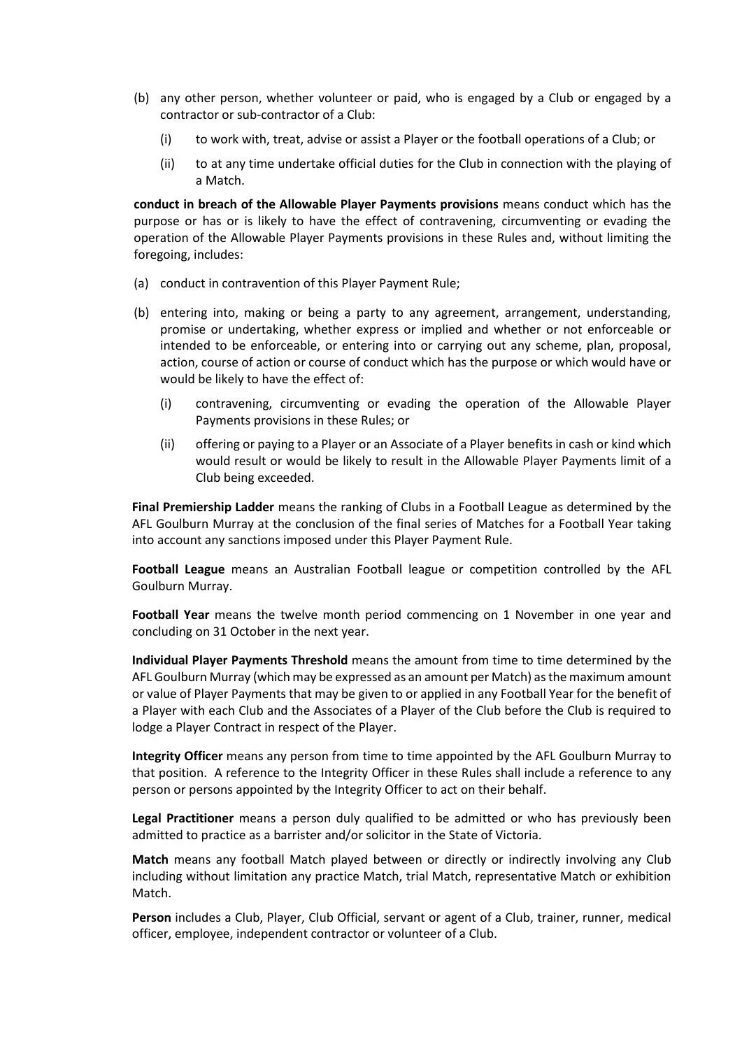(b) any other person, whether volunteer or paid, who is engaged by a Club or engaged by a contractor or sub-contractor of a Club:

   (i) to work with, treat, advise or assist a Player or the football operations of a Club; or

   (ii) to at any time undertake official duties for the Club in connection with the playing of a Match.

**conduct in breach of the Allowable Player Payments provisions** means conduct which has the purpose or has or is likely to have the effect of contravening, circumventing or evading the operation of the Allowable Player Payments provisions in these Rules and, without limiting the foregoing, includes:

(a) conduct in contravention of this Player Payment Rule;

(b) entering into, making or being a party to any agreement, arrangement, understanding, promise or undertaking, whether express or implied and whether or not enforceable or intended to be enforceable, or entering into or carrying out any scheme, plan, proposal, action, course of action or course of conduct which has the purpose or which would have or would be likely to have the effect of:

   (i) contravening, circumventing or evading the operation of the Allowable Player Payments provisions in these Rules; or

   (ii) offering or paying to a Player or an Associate of a Player benefits in cash or kind which would result or would be likely to result in the Allowable Player Payments limit of a Club being exceeded.

**Final Premiership Ladder** means the ranking of Clubs in a Football League as determined by the AFL Goulburn Murray at the conclusion of the final series of Matches for a Football Year taking into account any sanctions imposed under this Player Payment Rule.

**Football League** means an Australian Football league or competition controlled by the AFL Goulburn Murray.

**Football Year** means the twelve month period commencing on 1 November in one year and concluding on 31 October in the next year.

**Individual Player Payments Threshold** means the amount from time to time determined by the AFL Goulburn Murray (which may be expressed as an amount per Match) as the maximum amount or value of Player Payments that may be given to or applied in any Football Year for the benefit of a Player with each Club and the Associates of a Player of the Club before the Club is required to lodge a Player Contract in respect of the Player.

**Integrity Officer** means any person from time to time appointed by the AFL Goulburn Murray to that position. A reference to the Integrity Officer in these Rules shall include a reference to any person or persons appointed by the Integrity Officer to act on their behalf.

**Legal Practitioner** means a person duly qualified to be admitted or who has previously been admitted to practice as a barrister and/or solicitor in the State of Victoria.

**Match** means any football Match played between or directly or indirectly involving any Club including without limitation any practice Match, trial Match, representative Match or exhibition Match.

**Person** includes a Club, Player, Club Official, servant or agent of a Club, trainer, runner, medical officer, employee, independent contractor or volunteer of a Club.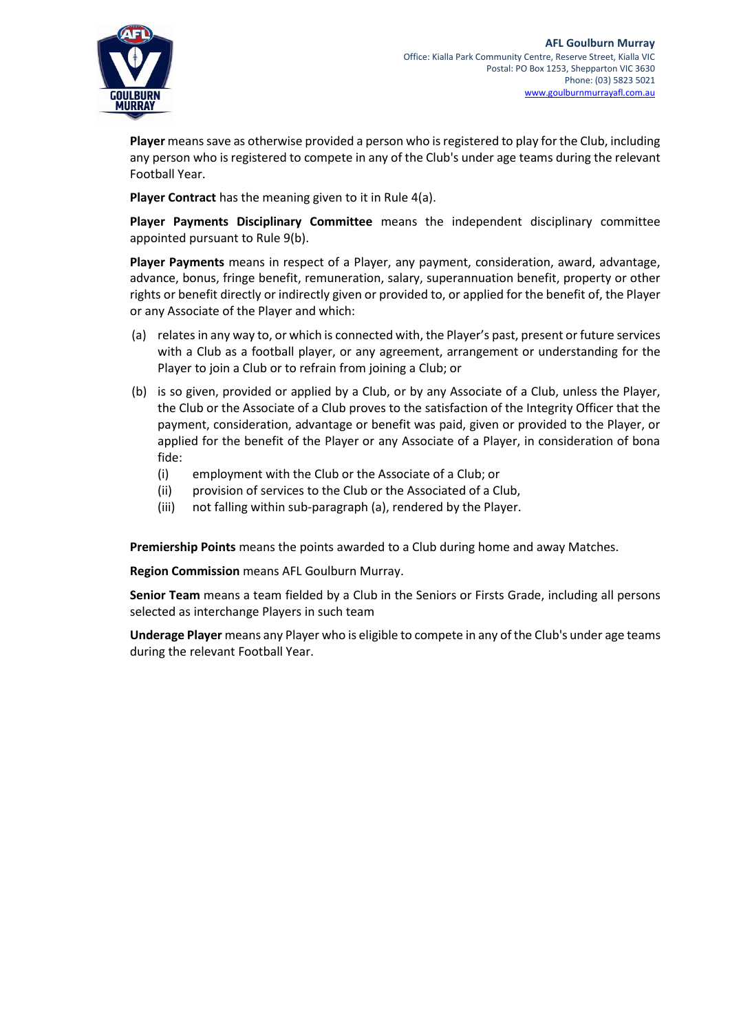**Player** means save as otherwise provided a person who is registered to play for the Club, including any person who is registered to compete in any of the Club's under age teams during the relevant Football Year.

**Player Contract** has the meaning given to it in Rule 4(a).

**Player Payments Disciplinary Committee** means the independent disciplinary committee appointed pursuant to Rule 9(b).

**Player Payments** means in respect of a Player, any payment, consideration, award, advantage, advance, bonus, fringe benefit, remuneration, salary, superannuation benefit, property or other rights or benefit directly or indirectly given or provided to, or applied for the benefit of, the Player or any Associate of the Player and which:

(a) relates in any way to, or which is connected with, the Player's past, present or future services with a Club as a football player, or any agreement, arrangement or understanding for the Player to join a Club or to refrain from joining a Club; or

(b) is so given, provided or applied by a Club, or by any Associate of a Club, unless the Player, the Club or the Associate of a Club proves to the satisfaction of the Integrity Officer that the payment, consideration, advantage or benefit was paid, given or provided to the Player, or applied for the benefit of the Player or any Associate of a Player, in consideration of bona fide:
   - (i) employment with the Club or the Associate of a Club; or
   - (ii) provision of services to the Club or the Associated of a Club,
   - (iii) not falling within sub-paragraph (a), rendered by the Player.

**Premiership Points** means the points awarded to a Club during home and away Matches.

**Region Commission** means AFL Goulburn Murray.

**Senior Team** means a team fielded by a Club in the Seniors or Firsts Grade, including all persons selected as interchange Players in such team

**Underage Player** means any Player who is eligible to compete in any of the Club's under age teams during the relevant Football Year.